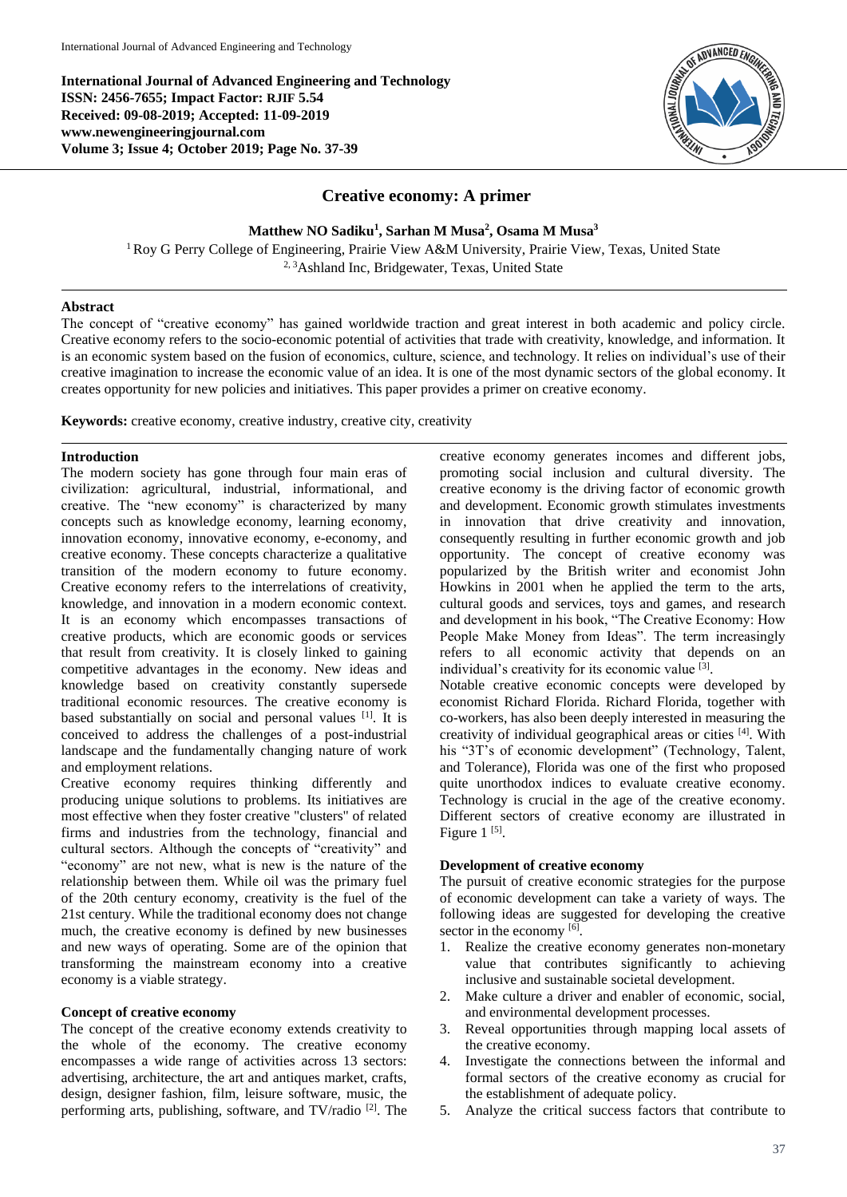**International Journal of Advanced Engineering and Technology**
**ISSN: 2456-7655; Impact Factor: RJIF 5.54**
**Received: 09-08-2019; Accepted: 11-09-2019**
**www.newengineeringjournal.com**
**Volume 3; Issue 4; October 2019; Page No. 37-39**

# Creative economy: A primer

**Matthew NO Sadiku[1], Sarhan M Musa[2], Osama M Musa[3]**

[1] Roy G Perry College of Engineering, Prairie View A&M University, Prairie View, Texas, United State
[2, 3] Ashland Inc, Bridgewater, Texas, United State

**Abstract**

The concept of "creative economy" has gained worldwide traction and great interest in both academic and policy circle. Creative economy refers to the socio-economic potential of activities that trade with creativity, knowledge, and information. It is an economic system based on the fusion of economics, culture, science, and technology. It relies on individual's use of their creative imagination to increase the economic value of an idea. It is one of the most dynamic sectors of the global economy. It creates opportunity for new policies and initiatives. This paper provides a primer on creative economy.

**Keywords:** creative economy, creative industry, creative city, creativity

## Introduction

The modern society has gone through four main eras of civilization: agricultural, industrial, informational, and creative. The "new economy" is characterized by many concepts such as knowledge economy, learning economy, innovation economy, innovative economy, e-economy, and creative economy. These concepts characterize a qualitative transition of the modern economy to future economy. Creative economy refers to the interrelations of creativity, knowledge, and innovation in a modern economic context. It is an economy which encompasses transactions of creative products, which are economic goods or services that result from creativity. It is closely linked to gaining competitive advantages in the economy. New ideas and knowledge based on creativity constantly supersede traditional economic resources. The creative economy is based substantially on social and personal values [1]. It is conceived to address the challenges of a post-industrial landscape and the fundamentally changing nature of work and employment relations.

Creative economy requires thinking differently and producing unique solutions to problems. Its initiatives are most effective when they foster creative "clusters" of related firms and industries from the technology, financial and cultural sectors. Although the concepts of "creativity" and "economy" are not new, what is new is the nature of the relationship between them. While oil was the primary fuel of the 20th century economy, creativity is the fuel of the 21st century. While the traditional economy does not change much, the creative economy is defined by new businesses and new ways of operating. Some are of the opinion that transforming the mainstream economy into a creative economy is a viable strategy.

## Concept of creative economy

The concept of the creative economy extends creativity to the whole of the economy. The creative economy encompasses a wide range of activities across 13 sectors: advertising, architecture, the art and antiques market, crafts, design, designer fashion, film, leisure software, music, the performing arts, publishing, software, and TV/radio [2]. The creative economy generates incomes and different jobs, promoting social inclusion and cultural diversity. The creative economy is the driving factor of economic growth and development. Economic growth stimulates investments in innovation that drive creativity and innovation, consequently resulting in further economic growth and job opportunity. The concept of creative economy was popularized by the British writer and economist John Howkins in 2001 when he applied the term to the arts, cultural goods and services, toys and games, and research and development in his book, "The Creative Economy: How People Make Money from Ideas". The term increasingly refers to all economic activity that depends on an individual's creativity for its economic value [3].

Notable creative economic concepts were developed by economist Richard Florida. Richard Florida, together with co-workers, has also been deeply interested in measuring the creativity of individual geographical areas or cities [4]. With his "3T's of economic development" (Technology, Talent, and Tolerance), Florida was one of the first who proposed quite unorthodox indices to evaluate creative economy. Technology is crucial in the age of the creative economy. Different sectors of creative economy are illustrated in Figure 1 [5].

## Development of creative economy

The pursuit of creative economic strategies for the purpose of economic development can take a variety of ways. The following ideas are suggested for developing the creative sector in the economy [6].

1. Realize the creative economy generates non-monetary value that contributes significantly to achieving inclusive and sustainable societal development.
2. Make culture a driver and enabler of economic, social, and environmental development processes.
3. Reveal opportunities through mapping local assets of the creative economy.
4. Investigate the connections between the informal and formal sectors of the creative economy as crucial for the establishment of adequate policy.
5. Analyze the critical success factors that contribute to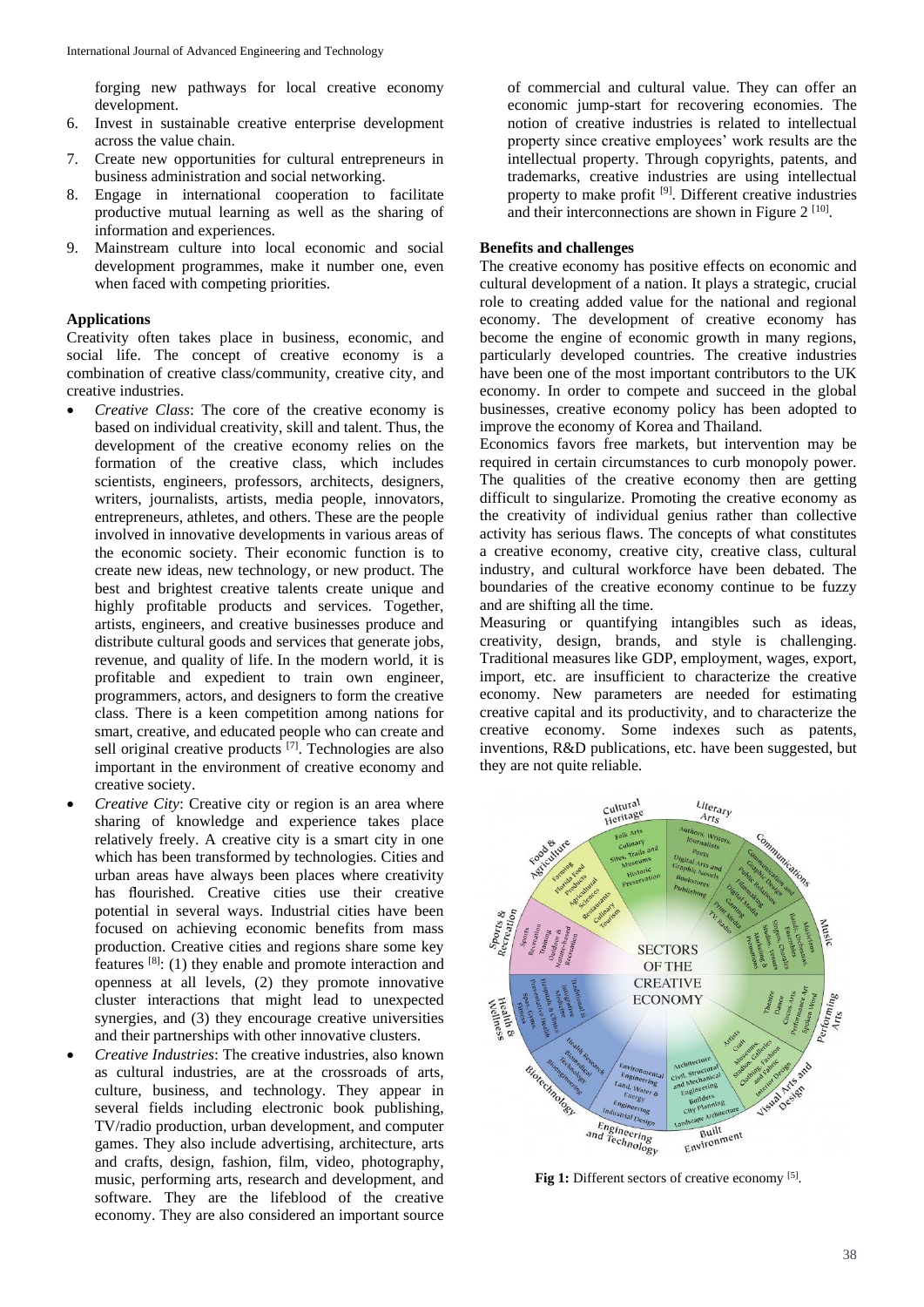forging new pathways for local creative economy development.

6. Invest in sustainable creative enterprise development across the value chain.
7. Create new opportunities for cultural entrepreneurs in business administration and social networking.
8. Engage in international cooperation to facilitate productive mutual learning as well as the sharing of information and experiences.
9. Mainstream culture into local economic and social development programmes, make it number one, even when faced with competing priorities.

**Applications**

Creativity often takes place in business, economic, and social life. The concept of creative economy is a combination of creative class/community, creative city, and creative industries.

- *Creative Class*: The core of the creative economy is based on individual creativity, skill and talent. Thus, the development of the creative economy relies on the formation of the creative class, which includes scientists, engineers, professors, architects, designers, writers, journalists, artists, media people, innovators, entrepreneurs, athletes, and others. These are the people involved in innovative developments in various areas of the economic society. Their economic function is to create new ideas, new technology, or new product. The best and brightest creative talents create unique and highly profitable products and services. Together, artists, engineers, and creative businesses produce and distribute cultural goods and services that generate jobs, revenue, and quality of life. In the modern world, it is profitable and expedient to train own engineer, programmers, actors, and designers to form the creative class. There is a keen competition among nations for smart, creative, and educated people who can create and sell original creative products [7]. Technologies are also important in the environment of creative economy and creative society.
- *Creative City*: Creative city or region is an area where sharing of knowledge and experience takes place relatively freely. A creative city is a smart city in one which has been transformed by technologies. Cities and urban areas have always been places where creativity has flourished. Creative cities use their creative potential in several ways. Industrial cities have been focused on achieving economic benefits from mass production. Creative cities and regions share some key features [8]: (1) they enable and promote interaction and openness at all levels, (2) they promote innovative cluster interactions that might lead to unexpected synergies, and (3) they encourage creative universities and their partnerships with other innovative clusters.
- *Creative Industries*: The creative industries, also known as cultural industries, are at the crossroads of arts, culture, business, and technology. They appear in several fields including electronic book publishing, TV/radio production, urban development, and computer games. They also include advertising, architecture, arts and crafts, design, fashion, film, video, photography, music, performing arts, research and development, and software. They are the lifeblood of the creative economy. They are also considered an important source of commercial and cultural value. They can offer an economic jump-start for recovering economies. The notion of creative industries is related to intellectual property since creative employees' work results are the intellectual property. Through copyrights, patents, and trademarks, creative industries are using intellectual property to make profit [9]. Different creative industries and their interconnections are shown in Figure 2 [10].

**Benefits and challenges**

The creative economy has positive effects on economic and cultural development of a nation. It plays a strategic, crucial role to creating added value for the national and regional economy. The development of creative economy has become the engine of economic growth in many regions, particularly developed countries. The creative industries have been one of the most important contributors to the UK economy. In order to compete and succeed in the global businesses, creative economy policy has been adopted to improve the economy of Korea and Thailand.

Economics favors free markets, but intervention may be required in certain circumstances to curb monopoly power. The qualities of the creative economy then are getting difficult to singularize. Promoting the creative economy as the creativity of individual genius rather than collective activity has serious flaws. The concepts of what constitutes a creative economy, creative city, creative class, cultural industry, and cultural workforce have been debated. The boundaries of the creative economy continue to be fuzzy and are shifting all the time.

Measuring or quantifying intangibles such as ideas, creativity, design, brands, and style is challenging. Traditional measures like GDP, employment, wages, export, import, etc. are insufficient to characterize the creative economy. New parameters are needed for estimating creative capital and its productivity, and to characterize the creative economy. Some indexes such as patents, inventions, R&D publications, etc. have been suggested, but they are not quite reliable.

**Fig 1:** Different sectors of creative economy [5].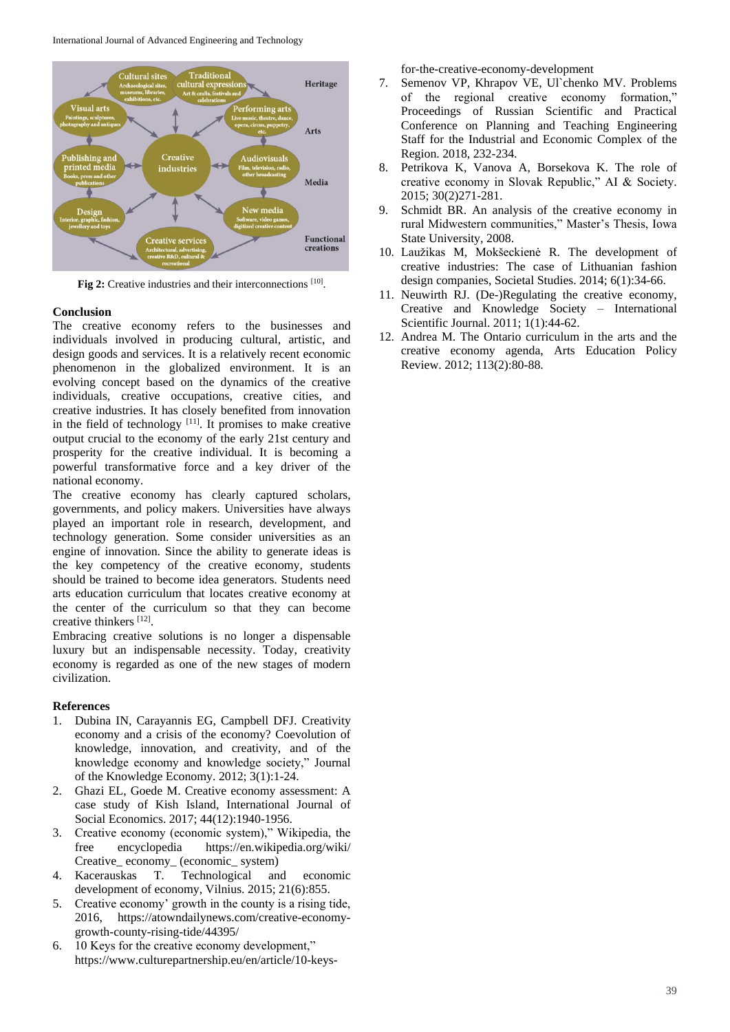Cultural sites
Archaeological sites, museums, libraries, exhibitions, etc.
Traditional cultural expressions
Art & crafts, festivals and celebrations
Heritage
Visual arts
Paintings, sculptures, photography and antiques
Performing arts
Live music, theatre, dance, opera, circus, puppetry, etc.
Arts
Publishing and printed media
Books, press and other publications
Creative industries
Audiovisuals
Film, television, radio, other broadcasting
Media
Design
Interior, graphic, fashion, jewellery and toys
New media
Software, video games, digitized creative content
Functional creations
Creative services
Architectural, advertising, creative R&D, cultural & recreational

**Fig 2:** Creative industries and their interconnections [10].

## Conclusion

The creative economy refers to the businesses and individuals involved in producing cultural, artistic, and design goods and services. It is a relatively recent economic phenomenon in the globalized environment. It is an evolving concept based on the dynamics of the creative individuals, creative occupations, creative cities, and creative industries. It has closely benefited from innovation in the field of technology [11]. It promises to make creative output crucial to the economy of the early 21st century and prosperity for the creative individual. It is becoming a powerful transformative force and a key driver of the national economy.

The creative economy has clearly captured scholars, governments, and policy makers. Universities have always played an important role in research, development, and technology generation. Some consider universities as an engine of innovation. Since the ability to generate ideas is the key competency of the creative economy, students should be trained to become idea generators. Students need arts education curriculum that locates creative economy at the center of the curriculum so that they can become creative thinkers [12].

Embracing creative solutions is no longer a dispensable luxury but an indispensable necessity. Today, creativity economy is regarded as one of the new stages of modern civilization.

## References

1. Dubina IN, Carayannis EG, Campbell DFJ. Creativity economy and a crisis of the economy? Coevolution of knowledge, innovation, and creativity, and of the knowledge economy and knowledge society," Journal of the Knowledge Economy. 2012; 3(1):1-24.
2. Ghazi EL, Goede M. Creative economy assessment: A case study of Kish Island, International Journal of Social Economics. 2017; 44(12):1940-1956.
3. Creative economy (economic system)," Wikipedia, the free encyclopedia https://en.wikipedia.org/wiki/Creative_ economy_ (economic_ system)
4. Kacerauskas T. Technological and economic development of economy, Vilnius. 2015; 21(6):855.
5. Creative economy' growth in the county is a rising tide, 2016, https://atowndailynews.com/creative-economy-growth-county-rising-tide/44395/
6. 10 Keys for the creative economy development," https://www.culturepartnership.eu/en/article/10-keys-for-the-creative-economy-development
7. Semenov VP, Khrapov VE, Ul`chenko MV. Problems of the regional creative economy formation," Proceedings of Russian Scientific and Practical Conference on Planning and Teaching Engineering Staff for the Industrial and Economic Complex of the Region. 2018, 232-234.
8. Petrikova K, Vanova A, Borsekova K. The role of creative economy in Slovak Republic," AI & Society. 2015; 30(2)271-281.
9. Schmidt BR. An analysis of the creative economy in rural Midwestern communities," Master's Thesis, Iowa State University, 2008.
10. Laužikas M, Mokšeckienė R. The development of creative industries: The case of Lithuanian fashion design companies, Societal Studies. 2014; 6(1):34-66.
11. Neuwirth RJ. (De-)Regulating the creative economy, Creative and Knowledge Society – International Scientific Journal. 2011; 1(1):44-62.
12. Andrea M. The Ontario curriculum in the arts and the creative economy agenda, Arts Education Policy Review. 2012; 113(2):80-88.